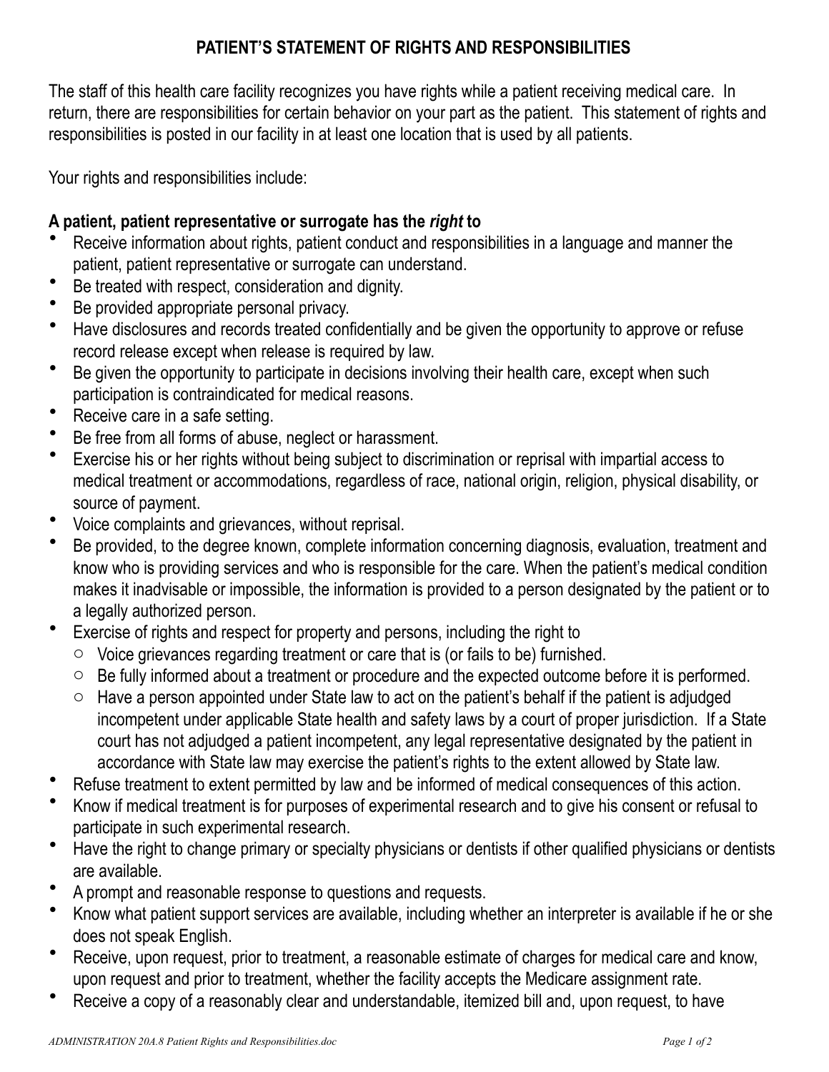# PATIENT'S STATEMENT OF RIGHTS AND RESPONSIBILITIES

The staff of this health care facility recognizes you have rights while a patient receiving medical care. In return, there are responsibilities for certain behavior on your part as the patient. This statement of rights and responsibilities is posted in our facility in at least one location that is used by all patients.

Your rights and responsibilities include:

**A patient, patient representative or surrogate has the *right* to**

- Receive information about rights, patient conduct and responsibilities in a language and manner the patient, patient representative or surrogate can understand.
- Be treated with respect, consideration and dignity.
- Be provided appropriate personal privacy.
- Have disclosures and records treated confidentially and be given the opportunity to approve or refuse record release except when release is required by law.
- Be given the opportunity to participate in decisions involving their health care, except when such participation is contraindicated for medical reasons.
- Receive care in a safe setting.
- Be free from all forms of abuse, neglect or harassment.
- Exercise his or her rights without being subject to discrimination or reprisal with impartial access to medical treatment or accommodations, regardless of race, national origin, religion, physical disability, or source of payment.
- Voice complaints and grievances, without reprisal.
- Be provided, to the degree known, complete information concerning diagnosis, evaluation, treatment and know who is providing services and who is responsible for the care. When the patient's medical condition makes it inadvisable or impossible, the information is provided to a person designated by the patient or to a legally authorized person.
- Exercise of rights and respect for property and persons, including the right to
  - Voice grievances regarding treatment or care that is (or fails to be) furnished.
  - Be fully informed about a treatment or procedure and the expected outcome before it is performed.
  - Have a person appointed under State law to act on the patient's behalf if the patient is adjudged incompetent under applicable State health and safety laws by a court of proper jurisdiction. If a State court has not adjudged a patient incompetent, any legal representative designated by the patient in accordance with State law may exercise the patient's rights to the extent allowed by State law.
- Refuse treatment to extent permitted by law and be informed of medical consequences of this action.
- Know if medical treatment is for purposes of experimental research and to give his consent or refusal to participate in such experimental research.
- Have the right to change primary or specialty physicians or dentists if other qualified physicians or dentists are available.
- A prompt and reasonable response to questions and requests.
- Know what patient support services are available, including whether an interpreter is available if he or she does not speak English.
- Receive, upon request, prior to treatment, a reasonable estimate of charges for medical care and know, upon request and prior to treatment, whether the facility accepts the Medicare assignment rate.
- Receive a copy of a reasonably clear and understandable, itemized bill and, upon request, to have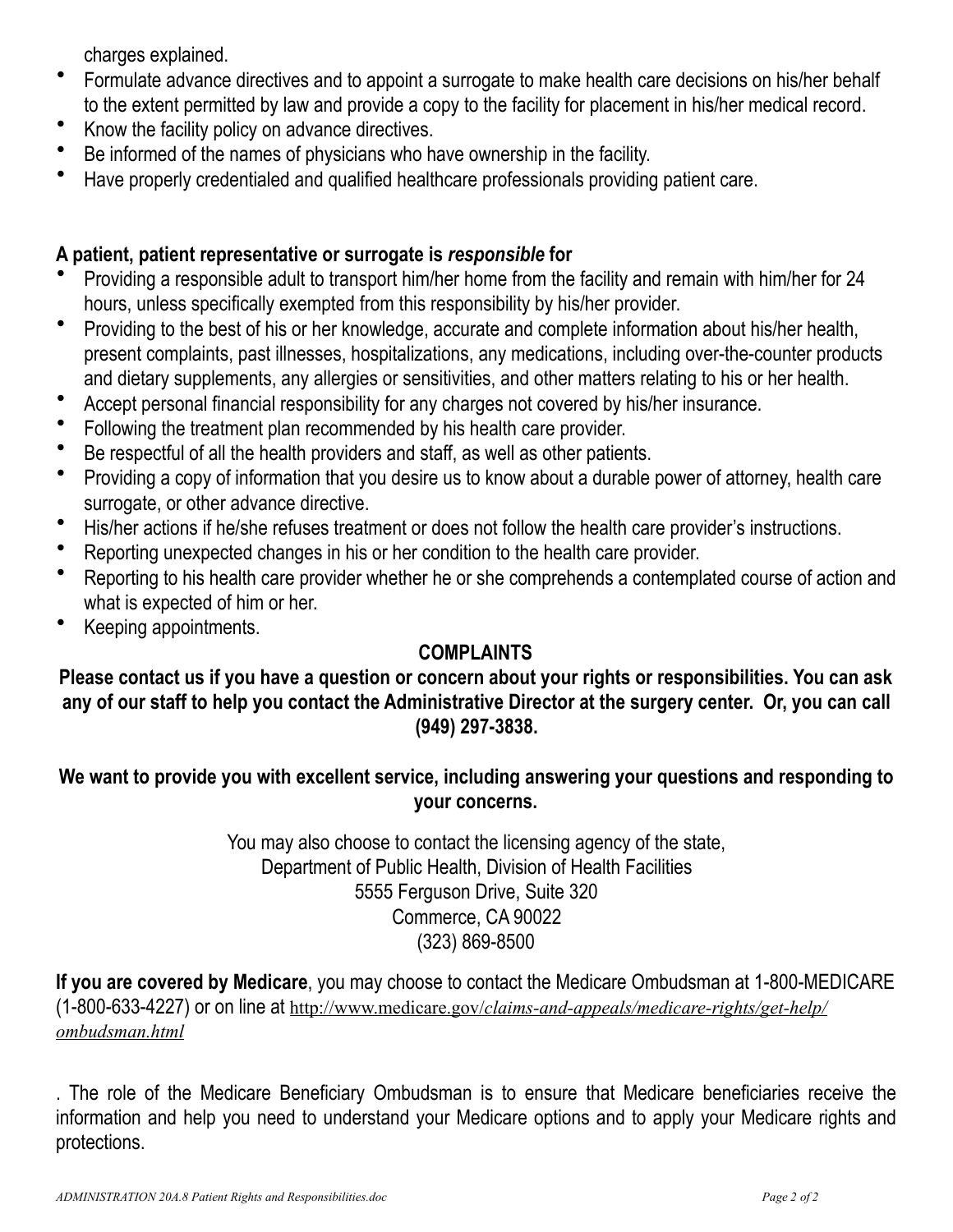charges explained.

- Formulate advance directives and to appoint a surrogate to make health care decisions on his/her behalf to the extent permitted by law and provide a copy to the facility for placement in his/her medical record.
- Know the facility policy on advance directives.
- Be informed of the names of physicians who have ownership in the facility.
- Have properly credentialed and qualified healthcare professionals providing patient care.

**A patient, patient representative or surrogate is *responsible* for**

- Providing a responsible adult to transport him/her home from the facility and remain with him/her for 24 hours, unless specifically exempted from this responsibility by his/her provider.
- Providing to the best of his or her knowledge, accurate and complete information about his/her health, present complaints, past illnesses, hospitalizations, any medications, including over-the-counter products and dietary supplements, any allergies or sensitivities, and other matters relating to his or her health.
- Accept personal financial responsibility for any charges not covered by his/her insurance.
- Following the treatment plan recommended by his health care provider.
- Be respectful of all the health providers and staff, as well as other patients.
- Providing a copy of information that you desire us to know about a durable power of attorney, health care surrogate, or other advance directive.
- His/her actions if he/she refuses treatment or does not follow the health care provider's instructions.
- Reporting unexpected changes in his or her condition to the health care provider.
- Reporting to his health care provider whether he or she comprehends a contemplated course of action and what is expected of him or her.
- Keeping appointments.

## COMPLAINTS

**Please contact us if you have a question or concern about your rights or responsibilities. You can ask any of our staff to help you contact the Administrative Director at the surgery center. Or, you can call (949) 297-3838.**

**We want to provide you with excellent service, including answering your questions and responding to your concerns.**

You may also choose to contact the licensing agency of the state,
Department of Public Health, Division of Health Facilities
5555 Ferguson Drive, Suite 320
Commerce, CA 90022
(323) 869-8500

**If you are covered by Medicare**, you may choose to contact the Medicare Ombudsman at 1-800-MEDICARE (1-800-633-4227) or on line at http://www.medicare.gov/*claims-and-appeals/medicare-rights/get-help/ombudsman.html*

. The role of the Medicare Beneficiary Ombudsman is to ensure that Medicare beneficiaries receive the information and help you need to understand your Medicare options and to apply your Medicare rights and protections.